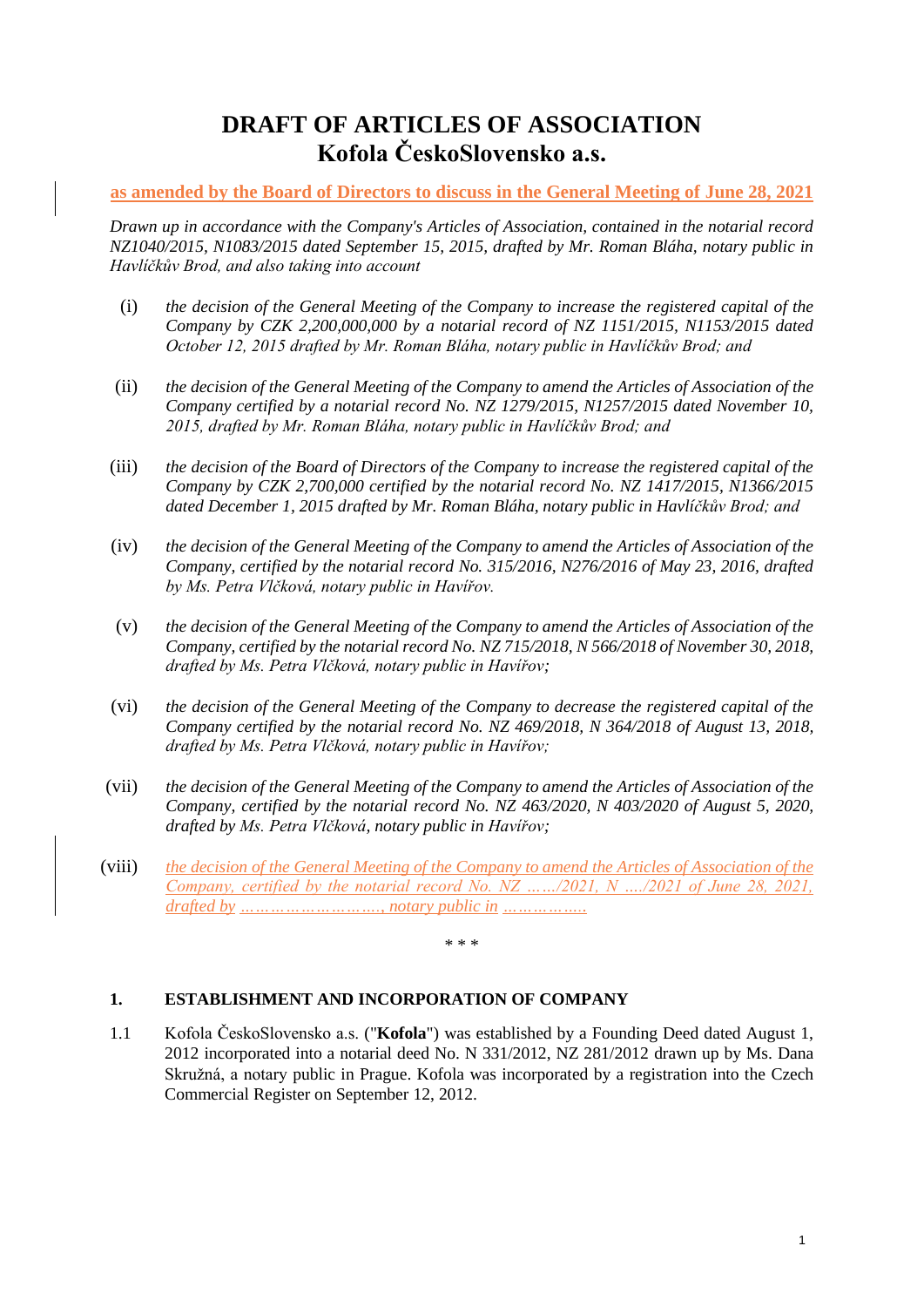# DRAFT OF ARTICLES OF ASSOCIATION
# Kofola ČeskoSlovensko a.s.

**as amended by the Board of Directors to discuss in the General Meeting of June 28, 2021**

*Drawn up in accordance with the Company's Articles of Association, contained in the notarial record NZ1040/2015, N1083/2015 dated September 15, 2015, drafted by Mr. Roman Bláha, notary public in Havlíčkův Brod, and also taking into account*

(i) *the decision of the General Meeting of the Company to increase the registered capital of the Company by CZK 2,200,000,000 by a notarial record of NZ 1151/2015, N1153/2015 dated October 12, 2015 drafted by Mr. Roman Bláha, notary public in Havlíčkův Brod; and*

(ii) *the decision of the General Meeting of the Company to amend the Articles of Association of the Company certified by a notarial record No. NZ 1279/2015, N1257/2015 dated November 10, 2015, drafted by Mr. Roman Bláha, notary public in Havlíčkův Brod; and*

(iii) *the decision of the Board of Directors of the Company to increase the registered capital of the Company by CZK 2,700,000 certified by the notarial record No. NZ 1417/2015, N1366/2015 dated December 1, 2015 drafted by Mr. Roman Bláha, notary public in Havlíčkův Brod; and*

(iv) *the decision of the General Meeting of the Company to amend the Articles of Association of the Company, certified by the notarial record No. 315/2016, N276/2016 of May 23, 2016, drafted by Ms. Petra Vlčková, notary public in Havířov.*

(v) *the decision of the General Meeting of the Company to amend the Articles of Association of the Company, certified by the notarial record No. NZ 715/2018, N 566/2018 of November 30, 2018, drafted by Ms. Petra Vlčková, notary public in Havířov;*

(vi) *the decision of the General Meeting of the Company to decrease the registered capital of the Company certified by the notarial record No. NZ 469/2018, N 364/2018 of August 13, 2018, drafted by Ms. Petra Vlčková, notary public in Havířov;*

(vii) *the decision of the General Meeting of the Company to amend the Articles of Association of the Company, certified by the notarial record No. NZ 463/2020, N 403/2020 of August 5, 2020, drafted by Ms. Petra Vlčková, notary public in Havířov;*

(viii) *the decision of the General Meeting of the Company to amend the Articles of Association of the Company, certified by the notarial record No. NZ ……/2021, N …./2021 of June 28, 2021, drafted by ………………………, notary public in ……………..*

\* \* \*

## 1. ESTABLISHMENT AND INCORPORATION OF COMPANY

1.1 Kofola ČeskoSlovensko a.s. ("**Kofola**") was established by a Founding Deed dated August 1, 2012 incorporated into a notarial deed No. N 331/2012, NZ 281/2012 drawn up by Ms. Dana Skružná, a notary public in Prague. Kofola was incorporated by a registration into the Czech Commercial Register on September 12, 2012.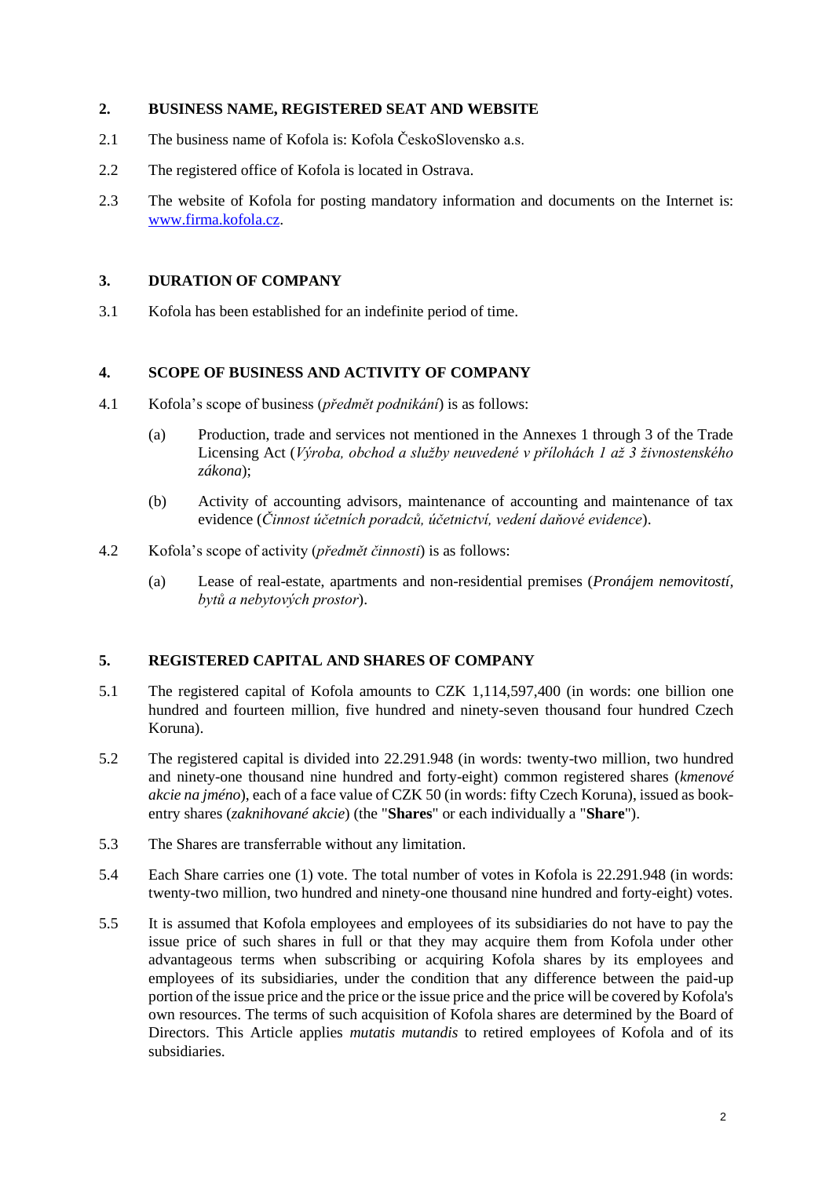## 2. BUSINESS NAME, REGISTERED SEAT AND WEBSITE

2.1 The business name of Kofola is: Kofola ČeskoSlovensko a.s.

2.2 The registered office of Kofola is located in Ostrava.

2.3 The website of Kofola for posting mandatory information and documents on the Internet is: [www.firma.kofola.cz](http://www.firma.kofola.cz).

## 3. DURATION OF COMPANY

3.1 Kofola has been established for an indefinite period of time.

## 4. SCOPE OF BUSINESS AND ACTIVITY OF COMPANY

4.1 Kofola's scope of business (*předmět podnikání*) is as follows:

(a) Production, trade and services not mentioned in the Annexes 1 through 3 of the Trade Licensing Act (*Výroba, obchod a služby neuvedené v přílohách 1 až 3 živnostenského zákona*);

(b) Activity of accounting advisors, maintenance of accounting and maintenance of tax evidence (*Činnost účetních poradců, účetnictví, vedení daňové evidence*).

4.2 Kofola's scope of activity (*předmět činnosti*) is as follows:

(a) Lease of real-estate, apartments and non-residential premises (*Pronájem nemovitostí, bytů a nebytových prostor*).

## 5. REGISTERED CAPITAL AND SHARES OF COMPANY

5.1 The registered capital of Kofola amounts to CZK 1,114,597,400 (in words: one billion one hundred and fourteen million, five hundred and ninety-seven thousand four hundred Czech Koruna).

5.2 The registered capital is divided into 22.291.948 (in words: twenty-two million, two hundred and ninety-one thousand nine hundred and forty-eight) common registered shares (*kmenové akcie na jméno*), each of a face value of CZK 50 (in words: fifty Czech Koruna), issued as book-entry shares (*zaknihované akcie*) (the "**Shares**" or each individually a "**Share**").

5.3 The Shares are transferrable without any limitation.

5.4 Each Share carries one (1) vote. The total number of votes in Kofola is 22.291.948 (in words: twenty-two million, two hundred and ninety-one thousand nine hundred and forty-eight) votes.

5.5 It is assumed that Kofola employees and employees of its subsidiaries do not have to pay the issue price of such shares in full or that they may acquire them from Kofola under other advantageous terms when subscribing or acquiring Kofola shares by its employees and employees of its subsidiaries, under the condition that any difference between the paid-up portion of the issue price and the price or the issue price and the price will be covered by Kofola's own resources. The terms of such acquisition of Kofola shares are determined by the Board of Directors. This Article applies *mutatis mutandis* to retired employees of Kofola and of its subsidiaries.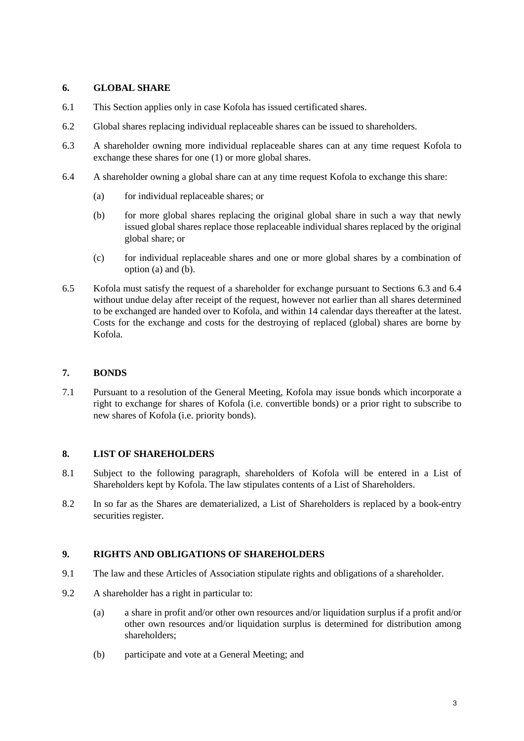## 6. GLOBAL SHARE

6.1 This Section applies only in case Kofola has issued certificated shares.

6.2 Global shares replacing individual replaceable shares can be issued to shareholders.

6.3 A shareholder owning more individual replaceable shares can at any time request Kofola to exchange these shares for one (1) or more global shares.

6.4 A shareholder owning a global share can at any time request Kofola to exchange this share:

(a) for individual replaceable shares; or

(b) for more global shares replacing the original global share in such a way that newly issued global shares replace those replaceable individual shares replaced by the original global share; or

(c) for individual replaceable shares and one or more global shares by a combination of option (a) and (b).

6.5 Kofola must satisfy the request of a shareholder for exchange pursuant to Sections 6.3 and 6.4 without undue delay after receipt of the request, however not earlier than all shares determined to be exchanged are handed over to Kofola, and within 14 calendar days thereafter at the latest. Costs for the exchange and costs for the destroying of replaced (global) shares are borne by Kofola.

## 7. BONDS

7.1 Pursuant to a resolution of the General Meeting, Kofola may issue bonds which incorporate a right to exchange for shares of Kofola (i.e. convertible bonds) or a prior right to subscribe to new shares of Kofola (i.e. priority bonds).

## 8. LIST OF SHAREHOLDERS

8.1 Subject to the following paragraph, shareholders of Kofola will be entered in a List of Shareholders kept by Kofola. The law stipulates contents of a List of Shareholders.

8.2 In so far as the Shares are dematerialized, a List of Shareholders is replaced by a book-entry securities register.

## 9. RIGHTS AND OBLIGATIONS OF SHAREHOLDERS

9.1 The law and these Articles of Association stipulate rights and obligations of a shareholder.

9.2 A shareholder has a right in particular to:

(a) a share in profit and/or other own resources and/or liquidation surplus if a profit and/or other own resources and/or liquidation surplus is determined for distribution among shareholders;

(b) participate and vote at a General Meeting; and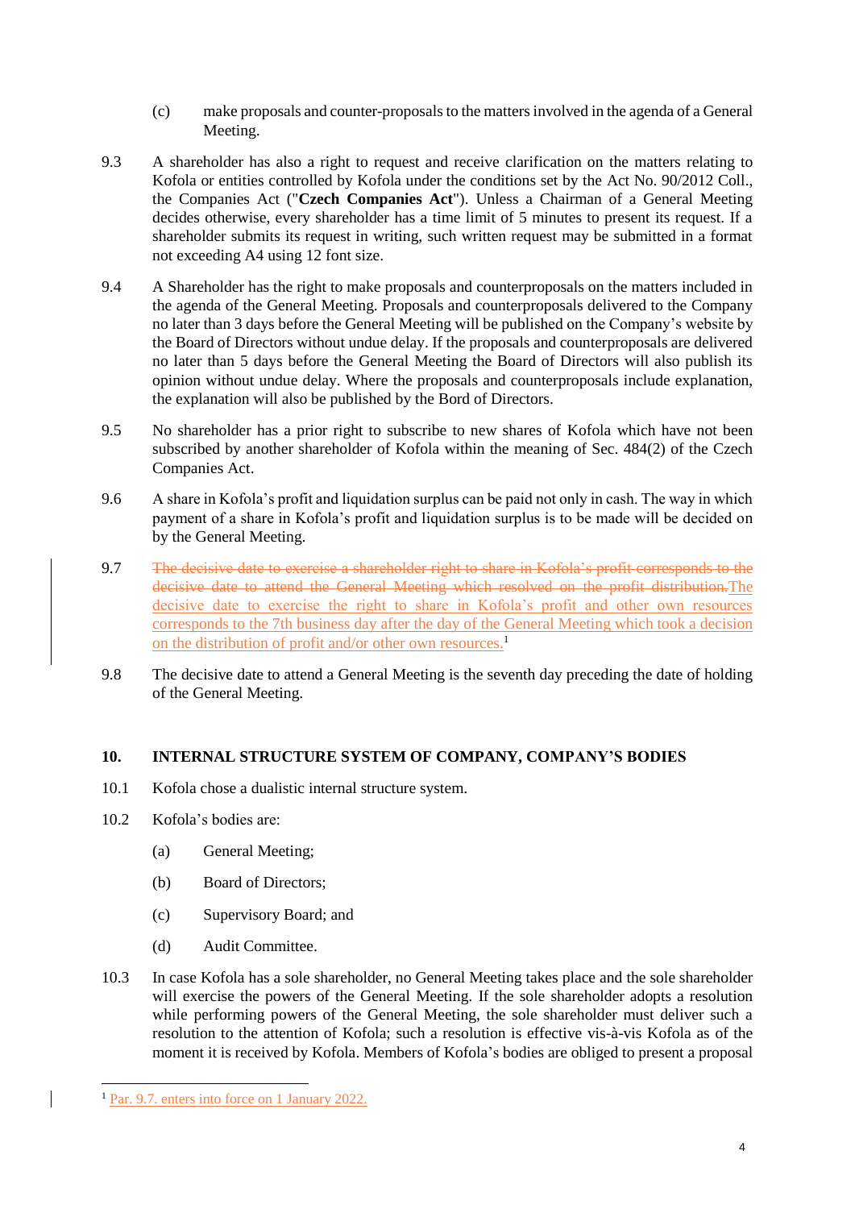(c) make proposals and counter-proposals to the matters involved in the agenda of a General Meeting.

9.3 A shareholder has also a right to request and receive clarification on the matters relating to Kofola or entities controlled by Kofola under the conditions set by the Act No. 90/2012 Coll., the Companies Act ("**Czech Companies Act**"). Unless a Chairman of a General Meeting decides otherwise, every shareholder has a time limit of 5 minutes to present its request. If a shareholder submits its request in writing, such written request may be submitted in a format not exceeding A4 using 12 font size.

9.4 A Shareholder has the right to make proposals and counterproposals on the matters included in the agenda of the General Meeting. Proposals and counterproposals delivered to the Company no later than 3 days before the General Meeting will be published on the Company's website by the Board of Directors without undue delay. If the proposals and counterproposals are delivered no later than 5 days before the General Meeting the Board of Directors will also publish its opinion without undue delay. Where the proposals and counterproposals include explanation, the explanation will also be published by the Bord of Directors.

9.5 No shareholder has a prior right to subscribe to new shares of Kofola which have not been subscribed by another shareholder of Kofola within the meaning of Sec. 484(2) of the Czech Companies Act.

9.6 A share in Kofola's profit and liquidation surplus can be paid not only in cash. The way in which payment of a share in Kofola's profit and liquidation surplus is to be made will be decided on by the General Meeting.

9.7 ~~The decisive date to exercise a shareholder right to share in Kofola's profit corresponds to the decisive date to attend the General Meeting which resolved on the profit distribution.~~The decisive date to exercise the right to share in Kofola's profit and other own resources corresponds to the 7th business day after the day of the General Meeting which took a decision on the distribution of profit and/or other own resources.[1]

9.8 The decisive date to attend a General Meeting is the seventh day preceding the date of holding of the General Meeting.

## 10. INTERNAL STRUCTURE SYSTEM OF COMPANY, COMPANY'S BODIES

10.1 Kofola chose a dualistic internal structure system.

10.2 Kofola's bodies are:

(a) General Meeting;

(b) Board of Directors;

(c) Supervisory Board; and

(d) Audit Committee.

10.3 In case Kofola has a sole shareholder, no General Meeting takes place and the sole shareholder will exercise the powers of the General Meeting. If the sole shareholder adopts a resolution while performing powers of the General Meeting, the sole shareholder must deliver such a resolution to the attention of Kofola; such a resolution is effective vis-à-vis Kofola as of the moment it is received by Kofola. Members of Kofola's bodies are obliged to present a proposal

---

[1] Par. 9.7. enters into force on 1 January 2022.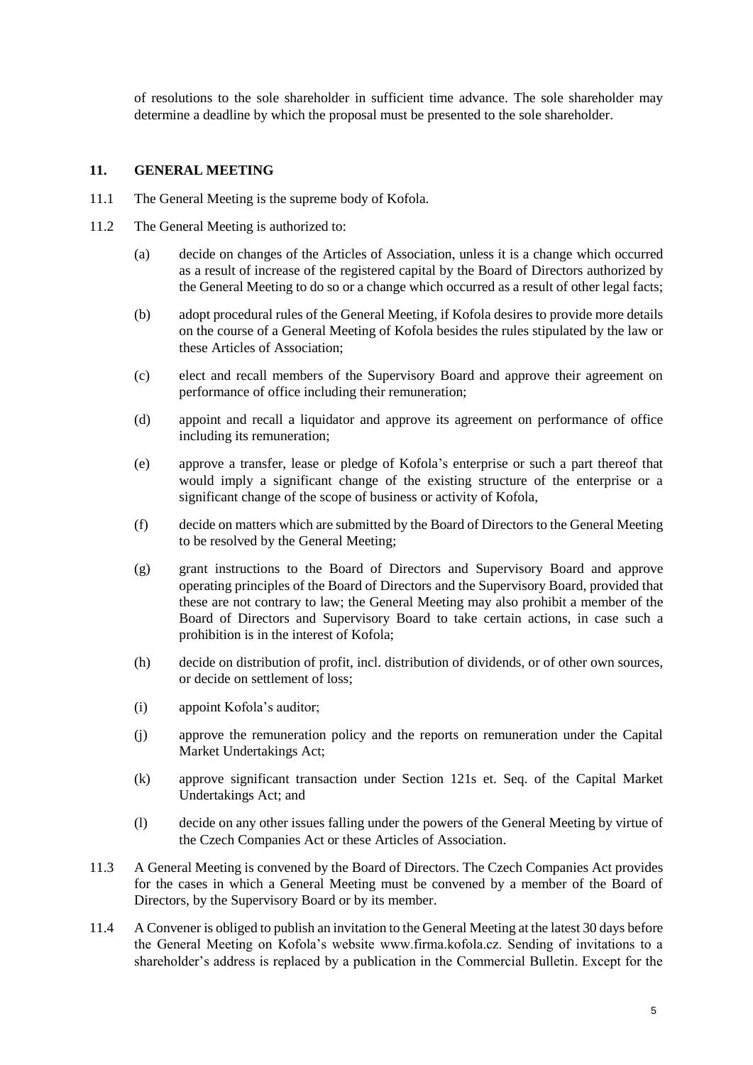of resolutions to the sole shareholder in sufficient time advance. The sole shareholder may determine a deadline by which the proposal must be presented to the sole shareholder.

## 11. GENERAL MEETING

11.1 The General Meeting is the supreme body of Kofola.

11.2 The General Meeting is authorized to:

(a) decide on changes of the Articles of Association, unless it is a change which occurred as a result of increase of the registered capital by the Board of Directors authorized by the General Meeting to do so or a change which occurred as a result of other legal facts;

(b) adopt procedural rules of the General Meeting, if Kofola desires to provide more details on the course of a General Meeting of Kofola besides the rules stipulated by the law or these Articles of Association;

(c) elect and recall members of the Supervisory Board and approve their agreement on performance of office including their remuneration;

(d) appoint and recall a liquidator and approve its agreement on performance of office including its remuneration;

(e) approve a transfer, lease or pledge of Kofola's enterprise or such a part thereof that would imply a significant change of the existing structure of the enterprise or a significant change of the scope of business or activity of Kofola,

(f) decide on matters which are submitted by the Board of Directors to the General Meeting to be resolved by the General Meeting;

(g) grant instructions to the Board of Directors and Supervisory Board and approve operating principles of the Board of Directors and the Supervisory Board, provided that these are not contrary to law; the General Meeting may also prohibit a member of the Board of Directors and Supervisory Board to take certain actions, in case such a prohibition is in the interest of Kofola;

(h) decide on distribution of profit, incl. distribution of dividends, or of other own sources, or decide on settlement of loss;

(i) appoint Kofola's auditor;

(j) approve the remuneration policy and the reports on remuneration under the Capital Market Undertakings Act;

(k) approve significant transaction under Section 121s et. Seq. of the Capital Market Undertakings Act; and

(l) decide on any other issues falling under the powers of the General Meeting by virtue of the Czech Companies Act or these Articles of Association.

11.3 A General Meeting is convened by the Board of Directors. The Czech Companies Act provides for the cases in which a General Meeting must be convened by a member of the Board of Directors, by the Supervisory Board or by its member.

11.4 A Convener is obliged to publish an invitation to the General Meeting at the latest 30 days before the General Meeting on Kofola's website www.firma.kofola.cz. Sending of invitations to a shareholder's address is replaced by a publication in the Commercial Bulletin. Except for the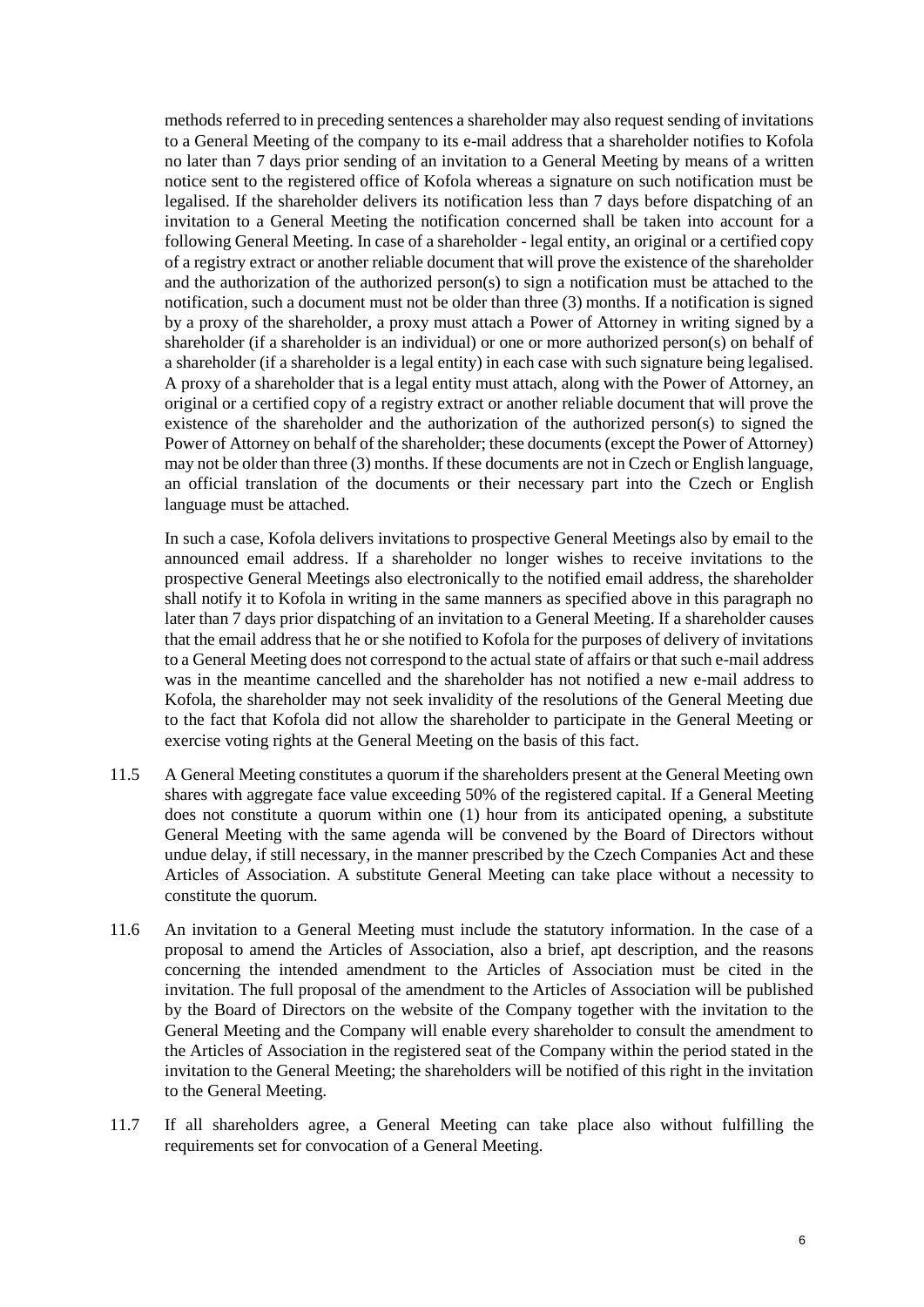methods referred to in preceding sentences a shareholder may also request sending of invitations to a General Meeting of the company to its e-mail address that a shareholder notifies to Kofola no later than 7 days prior sending of an invitation to a General Meeting by means of a written notice sent to the registered office of Kofola whereas a signature on such notification must be legalised. If the shareholder delivers its notification less than 7 days before dispatching of an invitation to a General Meeting the notification concerned shall be taken into account for a following General Meeting. In case of a shareholder - legal entity, an original or a certified copy of a registry extract or another reliable document that will prove the existence of the shareholder and the authorization of the authorized person(s) to sign a notification must be attached to the notification, such a document must not be older than three (3) months. If a notification is signed by a proxy of the shareholder, a proxy must attach a Power of Attorney in writing signed by a shareholder (if a shareholder is an individual) or one or more authorized person(s) on behalf of a shareholder (if a shareholder is a legal entity) in each case with such signature being legalised. A proxy of a shareholder that is a legal entity must attach, along with the Power of Attorney, an original or a certified copy of a registry extract or another reliable document that will prove the existence of the shareholder and the authorization of the authorized person(s) to signed the Power of Attorney on behalf of the shareholder; these documents (except the Power of Attorney) may not be older than three (3) months. If these documents are not in Czech or English language, an official translation of the documents or their necessary part into the Czech or English language must be attached.

In such a case, Kofola delivers invitations to prospective General Meetings also by email to the announced email address. If a shareholder no longer wishes to receive invitations to the prospective General Meetings also electronically to the notified email address, the shareholder shall notify it to Kofola in writing in the same manners as specified above in this paragraph no later than 7 days prior dispatching of an invitation to a General Meeting. If a shareholder causes that the email address that he or she notified to Kofola for the purposes of delivery of invitations to a General Meeting does not correspond to the actual state of affairs or that such e-mail address was in the meantime cancelled and the shareholder has not notified a new e-mail address to Kofola, the shareholder may not seek invalidity of the resolutions of the General Meeting due to the fact that Kofola did not allow the shareholder to participate in the General Meeting or exercise voting rights at the General Meeting on the basis of this fact.

11.5 A General Meeting constitutes a quorum if the shareholders present at the General Meeting own shares with aggregate face value exceeding 50% of the registered capital. If a General Meeting does not constitute a quorum within one (1) hour from its anticipated opening, a substitute General Meeting with the same agenda will be convened by the Board of Directors without undue delay, if still necessary, in the manner prescribed by the Czech Companies Act and these Articles of Association. A substitute General Meeting can take place without a necessity to constitute the quorum.

11.6 An invitation to a General Meeting must include the statutory information. In the case of a proposal to amend the Articles of Association, also a brief, apt description, and the reasons concerning the intended amendment to the Articles of Association must be cited in the invitation. The full proposal of the amendment to the Articles of Association will be published by the Board of Directors on the website of the Company together with the invitation to the General Meeting and the Company will enable every shareholder to consult the amendment to the Articles of Association in the registered seat of the Company within the period stated in the invitation to the General Meeting; the shareholders will be notified of this right in the invitation to the General Meeting.

11.7 If all shareholders agree, a General Meeting can take place also without fulfilling the requirements set for convocation of a General Meeting.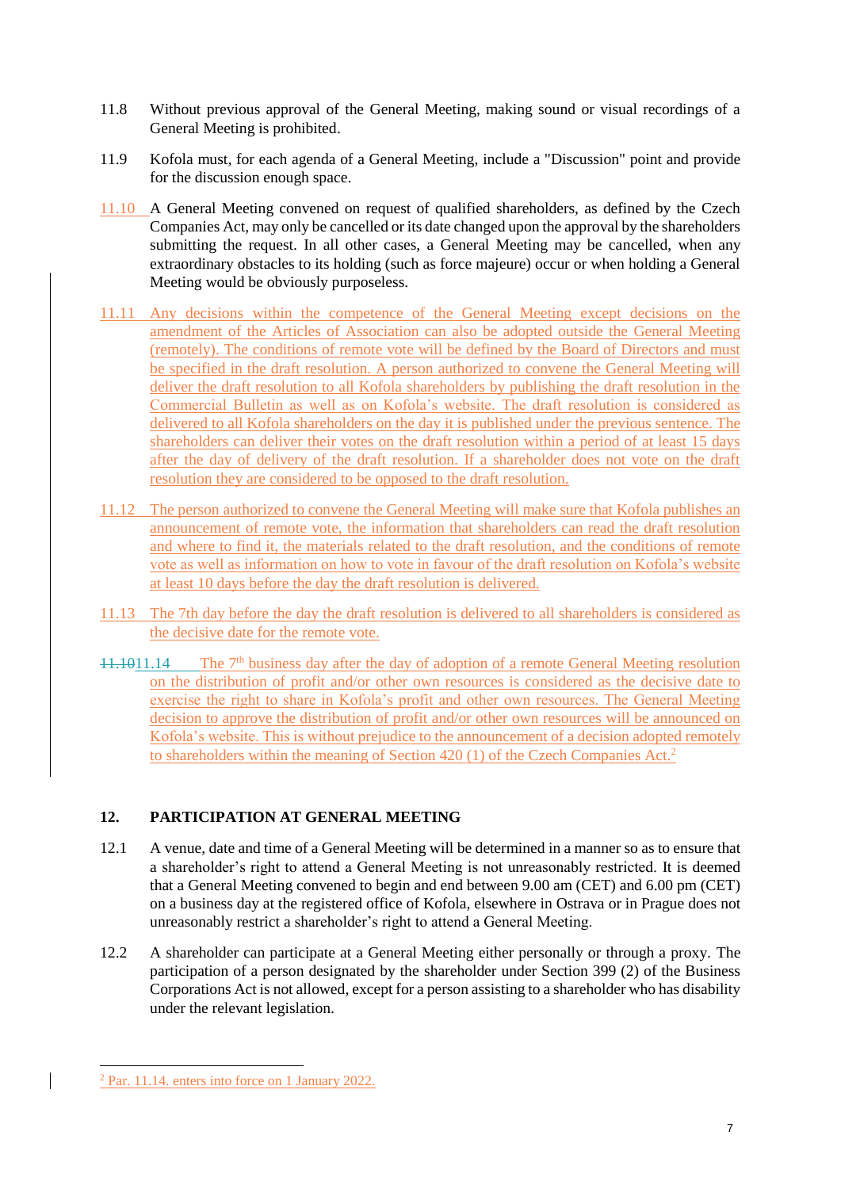11.8 Without previous approval of the General Meeting, making sound or visual recordings of a General Meeting is prohibited.

11.9 Kofola must, for each agenda of a General Meeting, include a "Discussion" point and provide for the discussion enough space.

11.10 A General Meeting convened on request of qualified shareholders, as defined by the Czech Companies Act, may only be cancelled or its date changed upon the approval by the shareholders submitting the request. In all other cases, a General Meeting may be cancelled, when any extraordinary obstacles to its holding (such as force majeure) occur or when holding a General Meeting would be obviously purposeless.

11.11 Any decisions within the competence of the General Meeting except decisions on the amendment of the Articles of Association can also be adopted outside the General Meeting (remotely). The conditions of remote vote will be defined by the Board of Directors and must be specified in the draft resolution. A person authorized to convene the General Meeting will deliver the draft resolution to all Kofola shareholders by publishing the draft resolution in the Commercial Bulletin as well as on Kofola's website. The draft resolution is considered as delivered to all Kofola shareholders on the day it is published under the previous sentence. The shareholders can deliver their votes on the draft resolution within a period of at least 15 days after the day of delivery of the draft resolution. If a shareholder does not vote on the draft resolution they are considered to be opposed to the draft resolution.

11.12 The person authorized to convene the General Meeting will make sure that Kofola publishes an announcement of remote vote, the information that shareholders can read the draft resolution and where to find it, the materials related to the draft resolution, and the conditions of remote vote as well as information on how to vote in favour of the draft resolution on Kofola's website at least 10 days before the day the draft resolution is delivered.

11.13 The 7th day before the day the draft resolution is delivered to all shareholders is considered as the decisive date for the remote vote.

~~11.10~~11.14 The 7th business day after the day of adoption of a remote General Meeting resolution on the distribution of profit and/or other own resources is considered as the decisive date to exercise the right to share in Kofola's profit and other own resources. The General Meeting decision to approve the distribution of profit and/or other own resources will be announced on Kofola's website. This is without prejudice to the announcement of a decision adopted remotely to shareholders within the meaning of Section 420 (1) of the Czech Companies Act.[2]

## 12. PARTICIPATION AT GENERAL MEETING

12.1 A venue, date and time of a General Meeting will be determined in a manner so as to ensure that a shareholder's right to attend a General Meeting is not unreasonably restricted. It is deemed that a General Meeting convened to begin and end between 9.00 am (CET) and 6.00 pm (CET) on a business day at the registered office of Kofola, elsewhere in Ostrava or in Prague does not unreasonably restrict a shareholder's right to attend a General Meeting.

12.2 A shareholder can participate at a General Meeting either personally or through a proxy. The participation of a person designated by the shareholder under Section 399 (2) of the Business Corporations Act is not allowed, except for a person assisting to a shareholder who has disability under the relevant legislation.

---

[2] Par. 11.14. enters into force on 1 January 2022.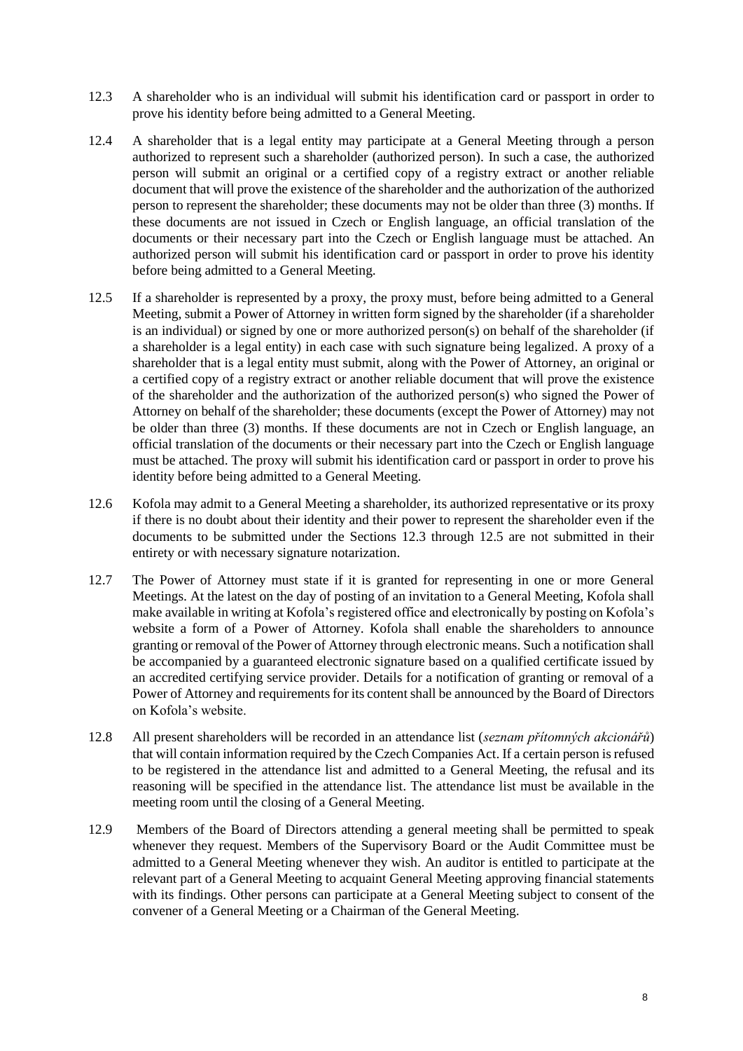12.3 A shareholder who is an individual will submit his identification card or passport in order to prove his identity before being admitted to a General Meeting.

12.4 A shareholder that is a legal entity may participate at a General Meeting through a person authorized to represent such a shareholder (authorized person). In such a case, the authorized person will submit an original or a certified copy of a registry extract or another reliable document that will prove the existence of the shareholder and the authorization of the authorized person to represent the shareholder; these documents may not be older than three (3) months. If these documents are not issued in Czech or English language, an official translation of the documents or their necessary part into the Czech or English language must be attached. An authorized person will submit his identification card or passport in order to prove his identity before being admitted to a General Meeting.

12.5 If a shareholder is represented by a proxy, the proxy must, before being admitted to a General Meeting, submit a Power of Attorney in written form signed by the shareholder (if a shareholder is an individual) or signed by one or more authorized person(s) on behalf of the shareholder (if a shareholder is a legal entity) in each case with such signature being legalized. A proxy of a shareholder that is a legal entity must submit, along with the Power of Attorney, an original or a certified copy of a registry extract or another reliable document that will prove the existence of the shareholder and the authorization of the authorized person(s) who signed the Power of Attorney on behalf of the shareholder; these documents (except the Power of Attorney) may not be older than three (3) months. If these documents are not in Czech or English language, an official translation of the documents or their necessary part into the Czech or English language must be attached. The proxy will submit his identification card or passport in order to prove his identity before being admitted to a General Meeting.

12.6 Kofola may admit to a General Meeting a shareholder, its authorized representative or its proxy if there is no doubt about their identity and their power to represent the shareholder even if the documents to be submitted under the Sections 12.3 through 12.5 are not submitted in their entirety or with necessary signature notarization.

12.7 The Power of Attorney must state if it is granted for representing in one or more General Meetings. At the latest on the day of posting of an invitation to a General Meeting, Kofola shall make available in writing at Kofola's registered office and electronically by posting on Kofola's website a form of a Power of Attorney. Kofola shall enable the shareholders to announce granting or removal of the Power of Attorney through electronic means. Such a notification shall be accompanied by a guaranteed electronic signature based on a qualified certificate issued by an accredited certifying service provider. Details for a notification of granting or removal of a Power of Attorney and requirements for its content shall be announced by the Board of Directors on Kofola's website.

12.8 All present shareholders will be recorded in an attendance list (*seznam přítomných akcionářů*) that will contain information required by the Czech Companies Act. If a certain person is refused to be registered in the attendance list and admitted to a General Meeting, the refusal and its reasoning will be specified in the attendance list. The attendance list must be available in the meeting room until the closing of a General Meeting.

12.9 Members of the Board of Directors attending a general meeting shall be permitted to speak whenever they request. Members of the Supervisory Board or the Audit Committee must be admitted to a General Meeting whenever they wish. An auditor is entitled to participate at the relevant part of a General Meeting to acquaint General Meeting approving financial statements with its findings. Other persons can participate at a General Meeting subject to consent of the convener of a General Meeting or a Chairman of the General Meeting.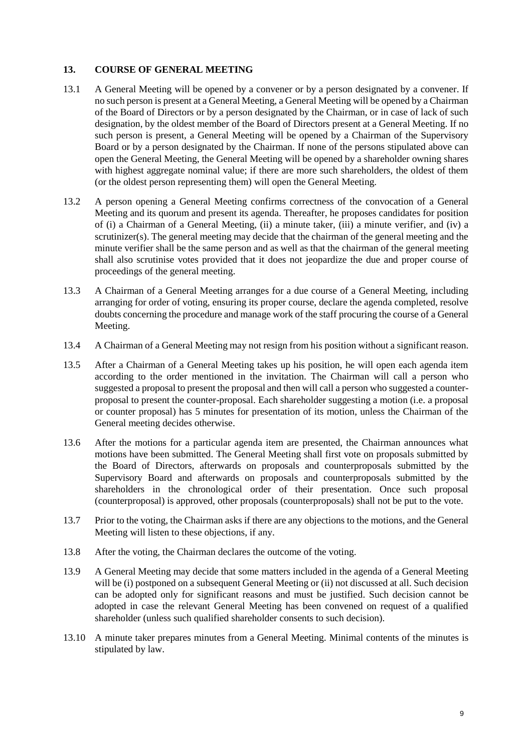## 13. COURSE OF GENERAL MEETING

13.1 A General Meeting will be opened by a convener or by a person designated by a convener. If no such person is present at a General Meeting, a General Meeting will be opened by a Chairman of the Board of Directors or by a person designated by the Chairman, or in case of lack of such designation, by the oldest member of the Board of Directors present at a General Meeting. If no such person is present, a General Meeting will be opened by a Chairman of the Supervisory Board or by a person designated by the Chairman. If none of the persons stipulated above can open the General Meeting, the General Meeting will be opened by a shareholder owning shares with highest aggregate nominal value; if there are more such shareholders, the oldest of them (or the oldest person representing them) will open the General Meeting.

13.2 A person opening a General Meeting confirms correctness of the convocation of a General Meeting and its quorum and present its agenda. Thereafter, he proposes candidates for position of (i) a Chairman of a General Meeting, (ii) a minute taker, (iii) a minute verifier, and (iv) a scrutinizer(s). The general meeting may decide that the chairman of the general meeting and the minute verifier shall be the same person and as well as that the chairman of the general meeting shall also scrutinise votes provided that it does not jeopardize the due and proper course of proceedings of the general meeting.

13.3 A Chairman of a General Meeting arranges for a due course of a General Meeting, including arranging for order of voting, ensuring its proper course, declare the agenda completed, resolve doubts concerning the procedure and manage work of the staff procuring the course of a General Meeting.

13.4 A Chairman of a General Meeting may not resign from his position without a significant reason.

13.5 After a Chairman of a General Meeting takes up his position, he will open each agenda item according to the order mentioned in the invitation. The Chairman will call a person who suggested a proposal to present the proposal and then will call a person who suggested a counter-proposal to present the counter-proposal. Each shareholder suggesting a motion (i.e. a proposal or counter proposal) has 5 minutes for presentation of its motion, unless the Chairman of the General meeting decides otherwise.

13.6 After the motions for a particular agenda item are presented, the Chairman announces what motions have been submitted. The General Meeting shall first vote on proposals submitted by the Board of Directors, afterwards on proposals and counterproposals submitted by the Supervisory Board and afterwards on proposals and counterproposals submitted by the shareholders in the chronological order of their presentation. Once such proposal (counterproposal) is approved, other proposals (counterproposals) shall not be put to the vote.

13.7 Prior to the voting, the Chairman asks if there are any objections to the motions, and the General Meeting will listen to these objections, if any.

13.8 After the voting, the Chairman declares the outcome of the voting.

13.9 A General Meeting may decide that some matters included in the agenda of a General Meeting will be (i) postponed on a subsequent General Meeting or (ii) not discussed at all. Such decision can be adopted only for significant reasons and must be justified. Such decision cannot be adopted in case the relevant General Meeting has been convened on request of a qualified shareholder (unless such qualified shareholder consents to such decision).

13.10 A minute taker prepares minutes from a General Meeting. Minimal contents of the minutes is stipulated by law.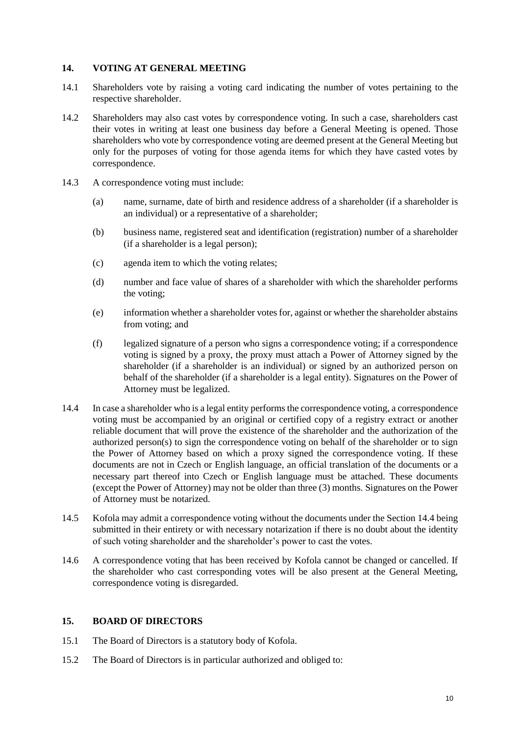## 14. VOTING AT GENERAL MEETING

14.1 Shareholders vote by raising a voting card indicating the number of votes pertaining to the respective shareholder.

14.2 Shareholders may also cast votes by correspondence voting. In such a case, shareholders cast their votes in writing at least one business day before a General Meeting is opened. Those shareholders who vote by correspondence voting are deemed present at the General Meeting but only for the purposes of voting for those agenda items for which they have casted votes by correspondence.

14.3 A correspondence voting must include:

(a) name, surname, date of birth and residence address of a shareholder (if a shareholder is an individual) or a representative of a shareholder;

(b) business name, registered seat and identification (registration) number of a shareholder (if a shareholder is a legal person);

(c) agenda item to which the voting relates;

(d) number and face value of shares of a shareholder with which the shareholder performs the voting;

(e) information whether a shareholder votes for, against or whether the shareholder abstains from voting; and

(f) legalized signature of a person who signs a correspondence voting; if a correspondence voting is signed by a proxy, the proxy must attach a Power of Attorney signed by the shareholder (if a shareholder is an individual) or signed by an authorized person on behalf of the shareholder (if a shareholder is a legal entity). Signatures on the Power of Attorney must be legalized.

14.4 In case a shareholder who is a legal entity performs the correspondence voting, a correspondence voting must be accompanied by an original or certified copy of a registry extract or another reliable document that will prove the existence of the shareholder and the authorization of the authorized person(s) to sign the correspondence voting on behalf of the shareholder or to sign the Power of Attorney based on which a proxy signed the correspondence voting. If these documents are not in Czech or English language, an official translation of the documents or a necessary part thereof into Czech or English language must be attached. These documents (except the Power of Attorney) may not be older than three (3) months. Signatures on the Power of Attorney must be notarized.

14.5 Kofola may admit a correspondence voting without the documents under the Section 14.4 being submitted in their entirety or with necessary notarization if there is no doubt about the identity of such voting shareholder and the shareholder's power to cast the votes.

14.6 A correspondence voting that has been received by Kofola cannot be changed or cancelled. If the shareholder who cast corresponding votes will be also present at the General Meeting, correspondence voting is disregarded.

## 15. BOARD OF DIRECTORS

15.1 The Board of Directors is a statutory body of Kofola.

15.2 The Board of Directors is in particular authorized and obliged to: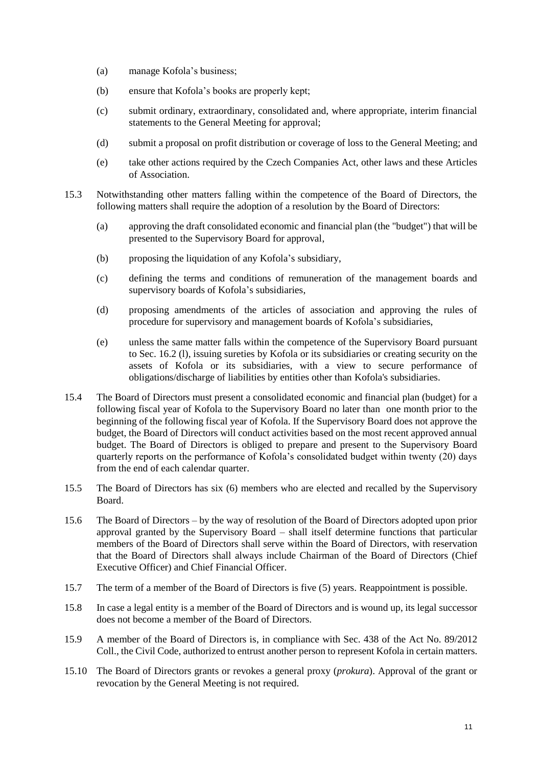(a) manage Kofola's business;

(b) ensure that Kofola's books are properly kept;

(c) submit ordinary, extraordinary, consolidated and, where appropriate, interim financial statements to the General Meeting for approval;

(d) submit a proposal on profit distribution or coverage of loss to the General Meeting; and

(e) take other actions required by the Czech Companies Act, other laws and these Articles of Association.

15.3 Notwithstanding other matters falling within the competence of the Board of Directors, the following matters shall require the adoption of a resolution by the Board of Directors:

(a) approving the draft consolidated economic and financial plan (the "budget") that will be presented to the Supervisory Board for approval,

(b) proposing the liquidation of any Kofola's subsidiary,

(c) defining the terms and conditions of remuneration of the management boards and supervisory boards of Kofola's subsidiaries,

(d) proposing amendments of the articles of association and approving the rules of procedure for supervisory and management boards of Kofola's subsidiaries,

(e) unless the same matter falls within the competence of the Supervisory Board pursuant to Sec. 16.2 (l), issuing sureties by Kofola or its subsidiaries or creating security on the assets of Kofola or its subsidiaries, with a view to secure performance of obligations/discharge of liabilities by entities other than Kofola's subsidiaries.

15.4 The Board of Directors must present a consolidated economic and financial plan (budget) for a following fiscal year of Kofola to the Supervisory Board no later than one month prior to the beginning of the following fiscal year of Kofola. If the Supervisory Board does not approve the budget, the Board of Directors will conduct activities based on the most recent approved annual budget. The Board of Directors is obliged to prepare and present to the Supervisory Board quarterly reports on the performance of Kofola's consolidated budget within twenty (20) days from the end of each calendar quarter.

15.5 The Board of Directors has six (6) members who are elected and recalled by the Supervisory Board.

15.6 The Board of Directors – by the way of resolution of the Board of Directors adopted upon prior approval granted by the Supervisory Board – shall itself determine functions that particular members of the Board of Directors shall serve within the Board of Directors, with reservation that the Board of Directors shall always include Chairman of the Board of Directors (Chief Executive Officer) and Chief Financial Officer.

15.7 The term of a member of the Board of Directors is five (5) years. Reappointment is possible.

15.8 In case a legal entity is a member of the Board of Directors and is wound up, its legal successor does not become a member of the Board of Directors.

15.9 A member of the Board of Directors is, in compliance with Sec. 438 of the Act No. 89/2012 Coll., the Civil Code, authorized to entrust another person to represent Kofola in certain matters.

15.10 The Board of Directors grants or revokes a general proxy (*prokura*). Approval of the grant or revocation by the General Meeting is not required.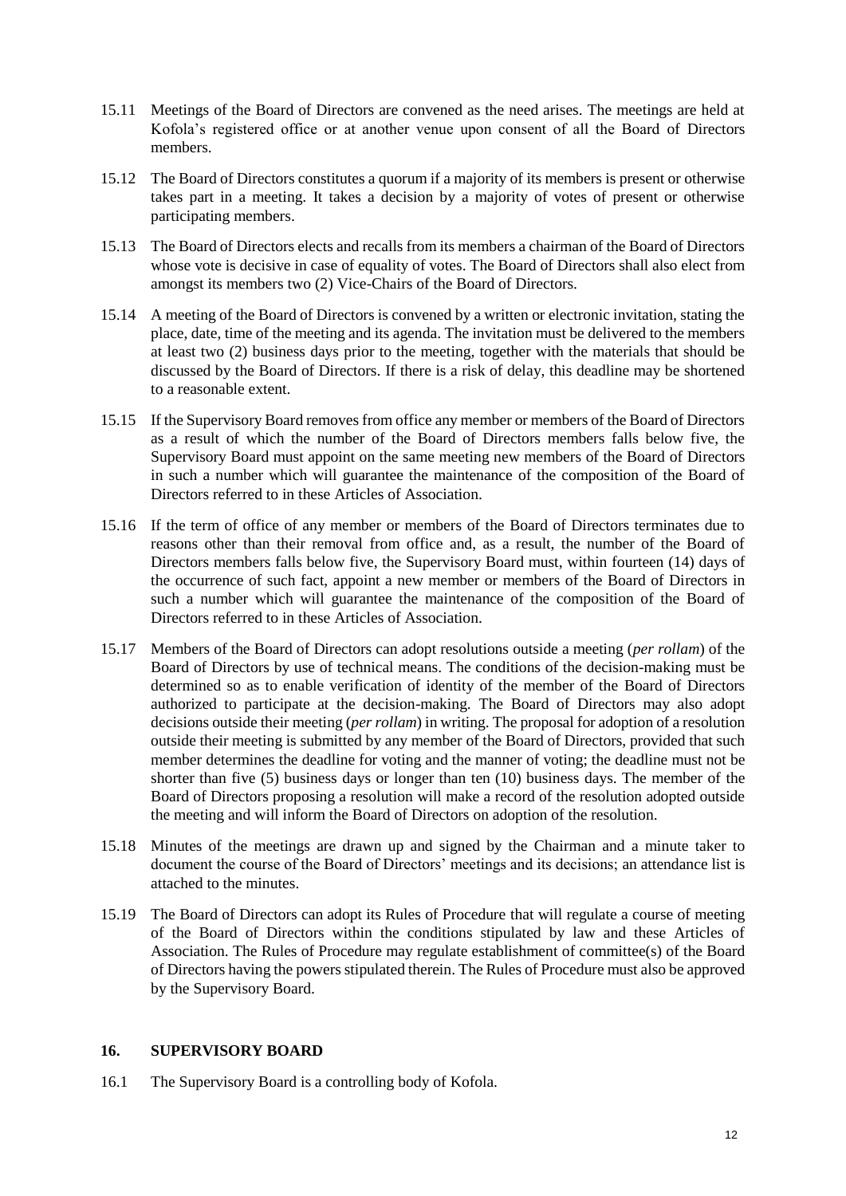15.11 Meetings of the Board of Directors are convened as the need arises. The meetings are held at Kofola's registered office or at another venue upon consent of all the Board of Directors members.

15.12 The Board of Directors constitutes a quorum if a majority of its members is present or otherwise takes part in a meeting. It takes a decision by a majority of votes of present or otherwise participating members.

15.13 The Board of Directors elects and recalls from its members a chairman of the Board of Directors whose vote is decisive in case of equality of votes. The Board of Directors shall also elect from amongst its members two (2) Vice-Chairs of the Board of Directors.

15.14 A meeting of the Board of Directors is convened by a written or electronic invitation, stating the place, date, time of the meeting and its agenda. The invitation must be delivered to the members at least two (2) business days prior to the meeting, together with the materials that should be discussed by the Board of Directors. If there is a risk of delay, this deadline may be shortened to a reasonable extent.

15.15 If the Supervisory Board removes from office any member or members of the Board of Directors as a result of which the number of the Board of Directors members falls below five, the Supervisory Board must appoint on the same meeting new members of the Board of Directors in such a number which will guarantee the maintenance of the composition of the Board of Directors referred to in these Articles of Association.

15.16 If the term of office of any member or members of the Board of Directors terminates due to reasons other than their removal from office and, as a result, the number of the Board of Directors members falls below five, the Supervisory Board must, within fourteen (14) days of the occurrence of such fact, appoint a new member or members of the Board of Directors in such a number which will guarantee the maintenance of the composition of the Board of Directors referred to in these Articles of Association.

15.17 Members of the Board of Directors can adopt resolutions outside a meeting (*per rollam*) of the Board of Directors by use of technical means. The conditions of the decision-making must be determined so as to enable verification of identity of the member of the Board of Directors authorized to participate at the decision-making. The Board of Directors may also adopt decisions outside their meeting (*per rollam*) in writing. The proposal for adoption of a resolution outside their meeting is submitted by any member of the Board of Directors, provided that such member determines the deadline for voting and the manner of voting; the deadline must not be shorter than five (5) business days or longer than ten (10) business days. The member of the Board of Directors proposing a resolution will make a record of the resolution adopted outside the meeting and will inform the Board of Directors on adoption of the resolution.

15.18 Minutes of the meetings are drawn up and signed by the Chairman and a minute taker to document the course of the Board of Directors' meetings and its decisions; an attendance list is attached to the minutes.

15.19 The Board of Directors can adopt its Rules of Procedure that will regulate a course of meeting of the Board of Directors within the conditions stipulated by law and these Articles of Association. The Rules of Procedure may regulate establishment of committee(s) of the Board of Directors having the powers stipulated therein. The Rules of Procedure must also be approved by the Supervisory Board.

## 16. SUPERVISORY BOARD

16.1 The Supervisory Board is a controlling body of Kofola.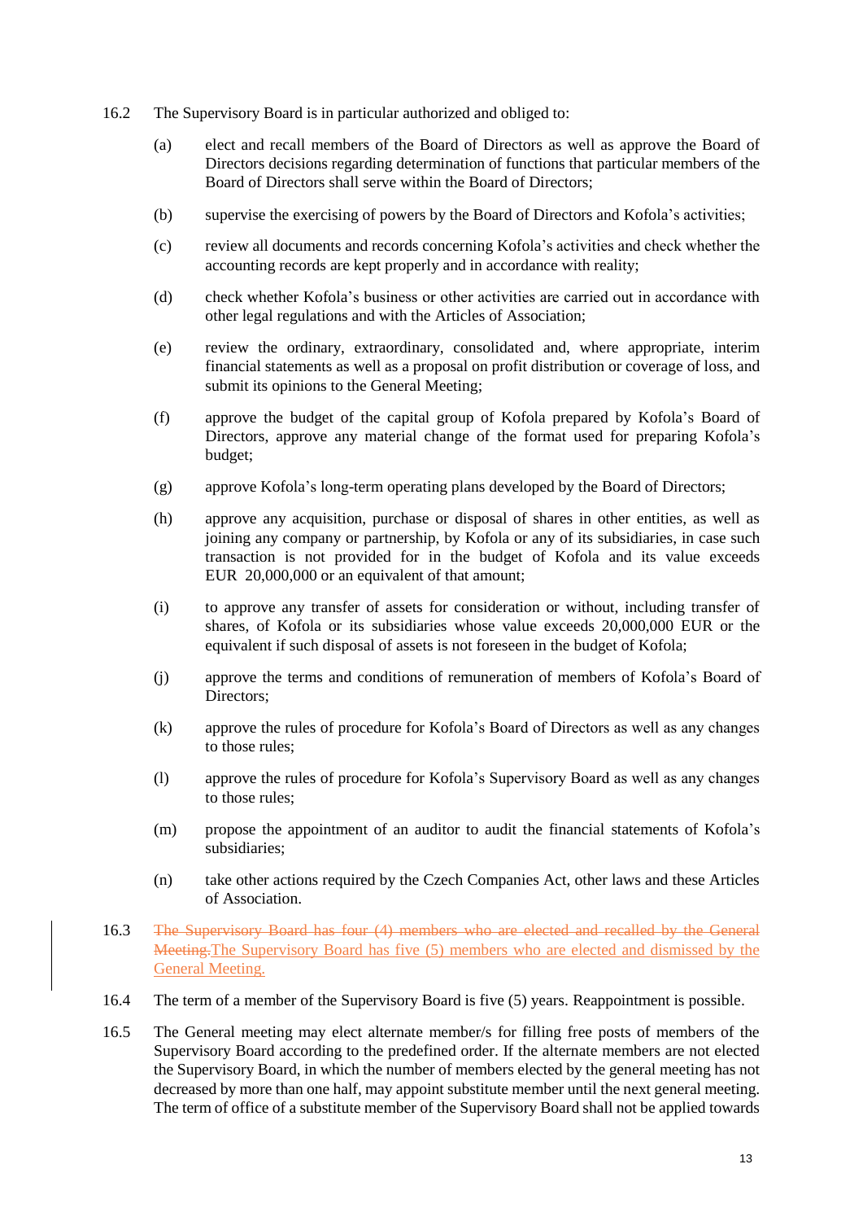16.2 The Supervisory Board is in particular authorized and obliged to:

(a) elect and recall members of the Board of Directors as well as approve the Board of Directors decisions regarding determination of functions that particular members of the Board of Directors shall serve within the Board of Directors;

(b) supervise the exercising of powers by the Board of Directors and Kofola's activities;

(c) review all documents and records concerning Kofola's activities and check whether the accounting records are kept properly and in accordance with reality;

(d) check whether Kofola's business or other activities are carried out in accordance with other legal regulations and with the Articles of Association;

(e) review the ordinary, extraordinary, consolidated and, where appropriate, interim financial statements as well as a proposal on profit distribution or coverage of loss, and submit its opinions to the General Meeting;

(f) approve the budget of the capital group of Kofola prepared by Kofola's Board of Directors, approve any material change of the format used for preparing Kofola's budget;

(g) approve Kofola's long-term operating plans developed by the Board of Directors;

(h) approve any acquisition, purchase or disposal of shares in other entities, as well as joining any company or partnership, by Kofola or any of its subsidiaries, in case such transaction is not provided for in the budget of Kofola and its value exceeds EUR 20,000,000 or an equivalent of that amount;

(i) to approve any transfer of assets for consideration or without, including transfer of shares, of Kofola or its subsidiaries whose value exceeds 20,000,000 EUR or the equivalent if such disposal of assets is not foreseen in the budget of Kofola;

(j) approve the terms and conditions of remuneration of members of Kofola's Board of Directors;

(k) approve the rules of procedure for Kofola's Board of Directors as well as any changes to those rules;

(l) approve the rules of procedure for Kofola's Supervisory Board as well as any changes to those rules;

(m) propose the appointment of an auditor to audit the financial statements of Kofola's subsidiaries;

(n) take other actions required by the Czech Companies Act, other laws and these Articles of Association.

16.3 ~~The Supervisory Board has four (4) members who are elected and recalled by the General Meeting.~~The Supervisory Board has five (5) members who are elected and dismissed by the General Meeting.

16.4 The term of a member of the Supervisory Board is five (5) years. Reappointment is possible.

16.5 The General meeting may elect alternate member/s for filling free posts of members of the Supervisory Board according to the predefined order. If the alternate members are not elected the Supervisory Board, in which the number of members elected by the general meeting has not decreased by more than one half, may appoint substitute member until the next general meeting. The term of office of a substitute member of the Supervisory Board shall not be applied towards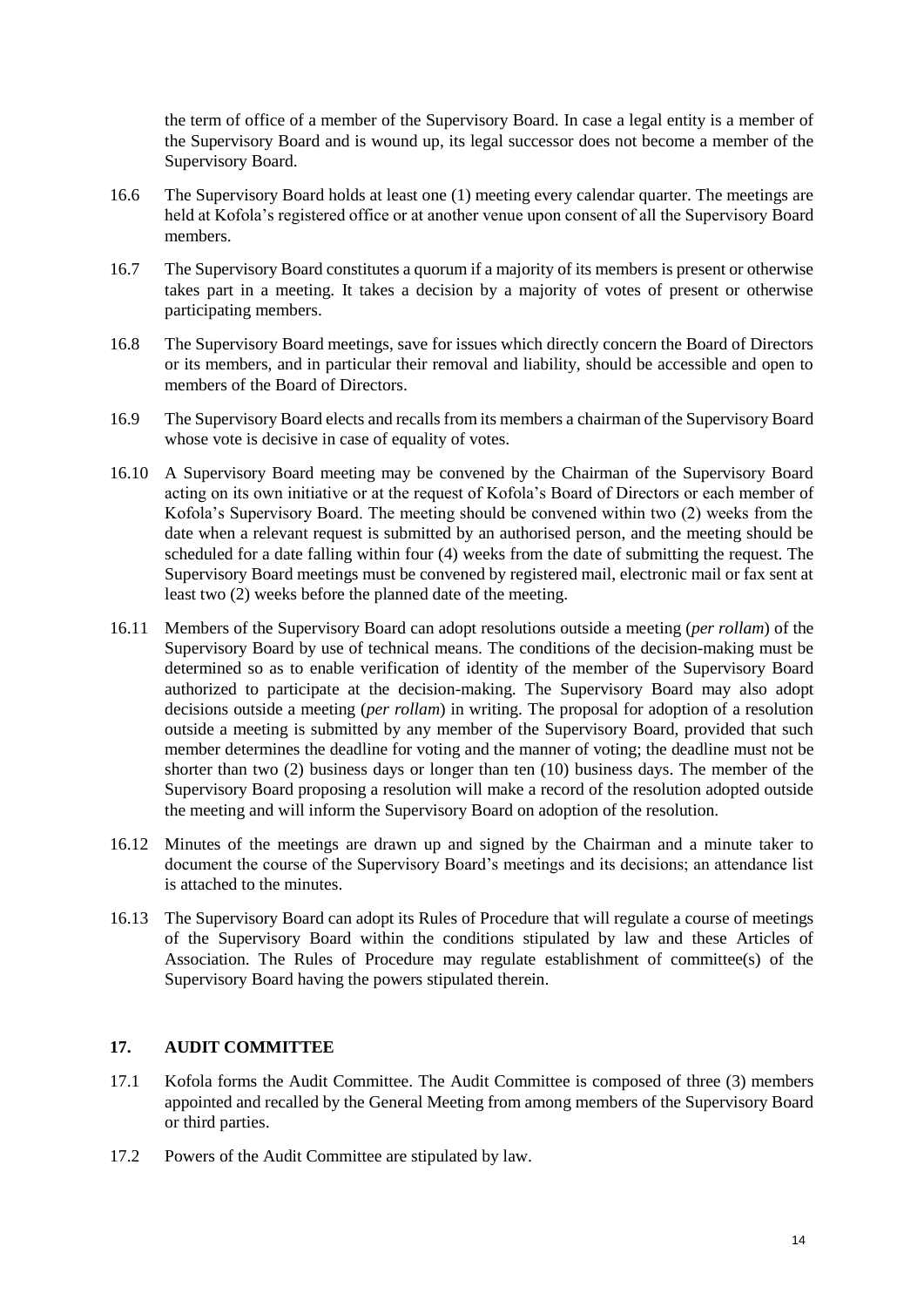the term of office of a member of the Supervisory Board. In case a legal entity is a member of the Supervisory Board and is wound up, its legal successor does not become a member of the Supervisory Board.

16.6 The Supervisory Board holds at least one (1) meeting every calendar quarter. The meetings are held at Kofola's registered office or at another venue upon consent of all the Supervisory Board members.

16.7 The Supervisory Board constitutes a quorum if a majority of its members is present or otherwise takes part in a meeting. It takes a decision by a majority of votes of present or otherwise participating members.

16.8 The Supervisory Board meetings, save for issues which directly concern the Board of Directors or its members, and in particular their removal and liability, should be accessible and open to members of the Board of Directors.

16.9 The Supervisory Board elects and recalls from its members a chairman of the Supervisory Board whose vote is decisive in case of equality of votes.

16.10 A Supervisory Board meeting may be convened by the Chairman of the Supervisory Board acting on its own initiative or at the request of Kofola's Board of Directors or each member of Kofola's Supervisory Board. The meeting should be convened within two (2) weeks from the date when a relevant request is submitted by an authorised person, and the meeting should be scheduled for a date falling within four (4) weeks from the date of submitting the request. The Supervisory Board meetings must be convened by registered mail, electronic mail or fax sent at least two (2) weeks before the planned date of the meeting.

16.11 Members of the Supervisory Board can adopt resolutions outside a meeting (*per rollam*) of the Supervisory Board by use of technical means. The conditions of the decision-making must be determined so as to enable verification of identity of the member of the Supervisory Board authorized to participate at the decision-making. The Supervisory Board may also adopt decisions outside a meeting (*per rollam*) in writing. The proposal for adoption of a resolution outside a meeting is submitted by any member of the Supervisory Board, provided that such member determines the deadline for voting and the manner of voting; the deadline must not be shorter than two (2) business days or longer than ten (10) business days. The member of the Supervisory Board proposing a resolution will make a record of the resolution adopted outside the meeting and will inform the Supervisory Board on adoption of the resolution.

16.12 Minutes of the meetings are drawn up and signed by the Chairman and a minute taker to document the course of the Supervisory Board's meetings and its decisions; an attendance list is attached to the minutes.

16.13 The Supervisory Board can adopt its Rules of Procedure that will regulate a course of meetings of the Supervisory Board within the conditions stipulated by law and these Articles of Association. The Rules of Procedure may regulate establishment of committee(s) of the Supervisory Board having the powers stipulated therein.

## 17. AUDIT COMMITTEE

17.1 Kofola forms the Audit Committee. The Audit Committee is composed of three (3) members appointed and recalled by the General Meeting from among members of the Supervisory Board or third parties.

17.2 Powers of the Audit Committee are stipulated by law.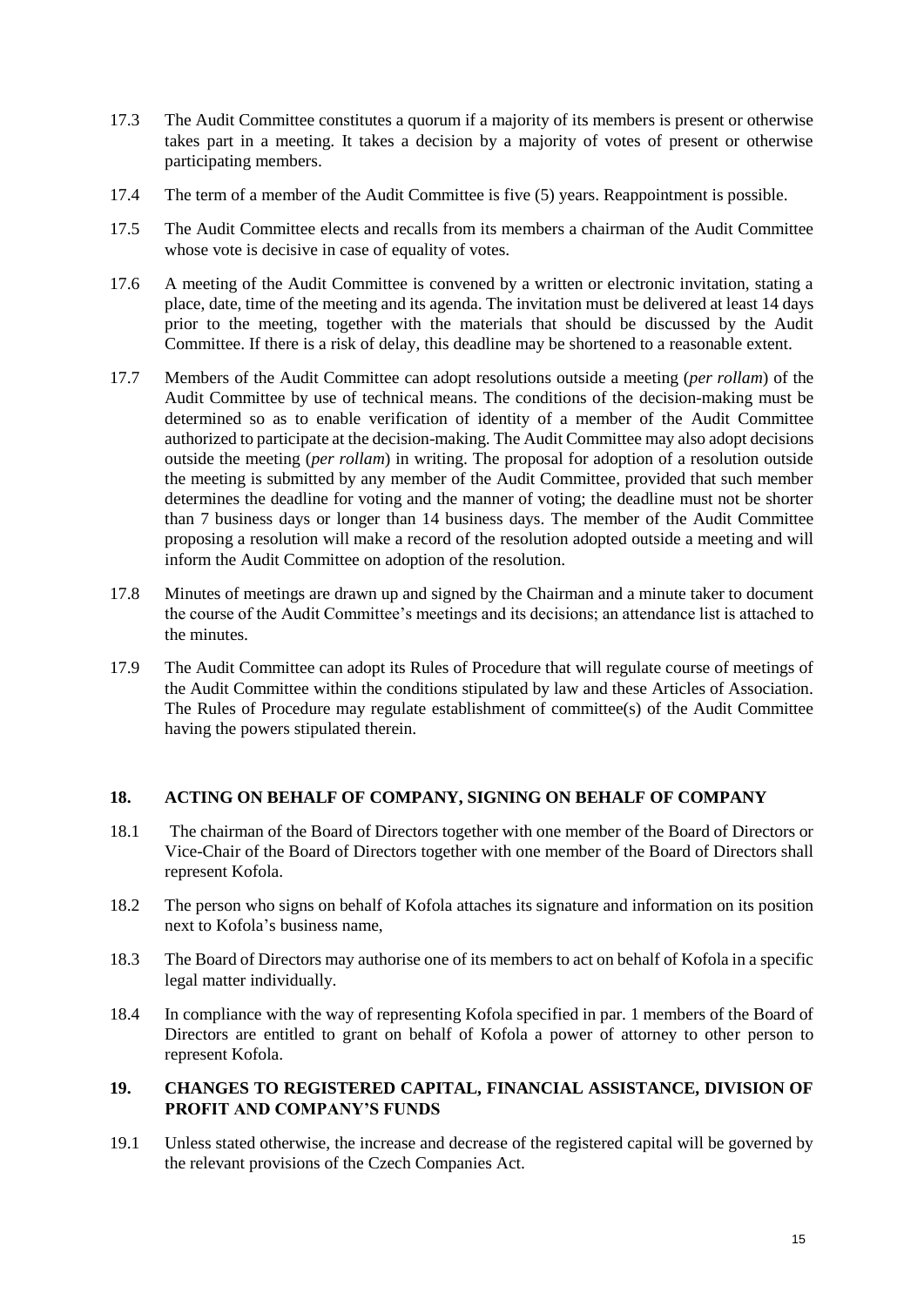17.3 The Audit Committee constitutes a quorum if a majority of its members is present or otherwise takes part in a meeting. It takes a decision by a majority of votes of present or otherwise participating members.

17.4 The term of a member of the Audit Committee is five (5) years. Reappointment is possible.

17.5 The Audit Committee elects and recalls from its members a chairman of the Audit Committee whose vote is decisive in case of equality of votes.

17.6 A meeting of the Audit Committee is convened by a written or electronic invitation, stating a place, date, time of the meeting and its agenda. The invitation must be delivered at least 14 days prior to the meeting, together with the materials that should be discussed by the Audit Committee. If there is a risk of delay, this deadline may be shortened to a reasonable extent.

17.7 Members of the Audit Committee can adopt resolutions outside a meeting (*per rollam*) of the Audit Committee by use of technical means. The conditions of the decision-making must be determined so as to enable verification of identity of a member of the Audit Committee authorized to participate at the decision-making. The Audit Committee may also adopt decisions outside the meeting (*per rollam*) in writing. The proposal for adoption of a resolution outside the meeting is submitted by any member of the Audit Committee, provided that such member determines the deadline for voting and the manner of voting; the deadline must not be shorter than 7 business days or longer than 14 business days. The member of the Audit Committee proposing a resolution will make a record of the resolution adopted outside a meeting and will inform the Audit Committee on adoption of the resolution.

17.8 Minutes of meetings are drawn up and signed by the Chairman and a minute taker to document the course of the Audit Committee's meetings and its decisions; an attendance list is attached to the minutes.

17.9 The Audit Committee can adopt its Rules of Procedure that will regulate course of meetings of the Audit Committee within the conditions stipulated by law and these Articles of Association. The Rules of Procedure may regulate establishment of committee(s) of the Audit Committee having the powers stipulated therein.

## 18. ACTING ON BEHALF OF COMPANY, SIGNING ON BEHALF OF COMPANY

18.1 The chairman of the Board of Directors together with one member of the Board of Directors or Vice-Chair of the Board of Directors together with one member of the Board of Directors shall represent Kofola.

18.2 The person who signs on behalf of Kofola attaches its signature and information on its position next to Kofola's business name,

18.3 The Board of Directors may authorise one of its members to act on behalf of Kofola in a specific legal matter individually.

18.4 In compliance with the way of representing Kofola specified in par. 1 members of the Board of Directors are entitled to grant on behalf of Kofola a power of attorney to other person to represent Kofola.

## 19. CHANGES TO REGISTERED CAPITAL, FINANCIAL ASSISTANCE, DIVISION OF PROFIT AND COMPANY'S FUNDS

19.1 Unless stated otherwise, the increase and decrease of the registered capital will be governed by the relevant provisions of the Czech Companies Act.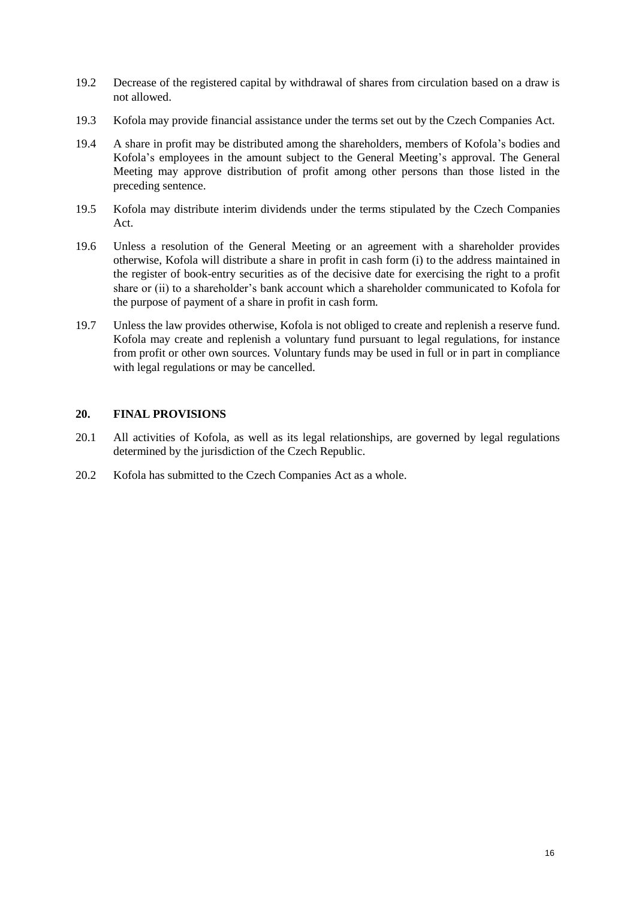19.2 Decrease of the registered capital by withdrawal of shares from circulation based on a draw is not allowed.

19.3 Kofola may provide financial assistance under the terms set out by the Czech Companies Act.

19.4 A share in profit may be distributed among the shareholders, members of Kofola's bodies and Kofola's employees in the amount subject to the General Meeting's approval. The General Meeting may approve distribution of profit among other persons than those listed in the preceding sentence.

19.5 Kofola may distribute interim dividends under the terms stipulated by the Czech Companies Act.

19.6 Unless a resolution of the General Meeting or an agreement with a shareholder provides otherwise, Kofola will distribute a share in profit in cash form (i) to the address maintained in the register of book-entry securities as of the decisive date for exercising the right to a profit share or (ii) to a shareholder's bank account which a shareholder communicated to Kofola for the purpose of payment of a share in profit in cash form.

19.7 Unless the law provides otherwise, Kofola is not obliged to create and replenish a reserve fund. Kofola may create and replenish a voluntary fund pursuant to legal regulations, for instance from profit or other own sources. Voluntary funds may be used in full or in part in compliance with legal regulations or may be cancelled.

## 20. FINAL PROVISIONS

20.1 All activities of Kofola, as well as its legal relationships, are governed by legal regulations determined by the jurisdiction of the Czech Republic.

20.2 Kofola has submitted to the Czech Companies Act as a whole.